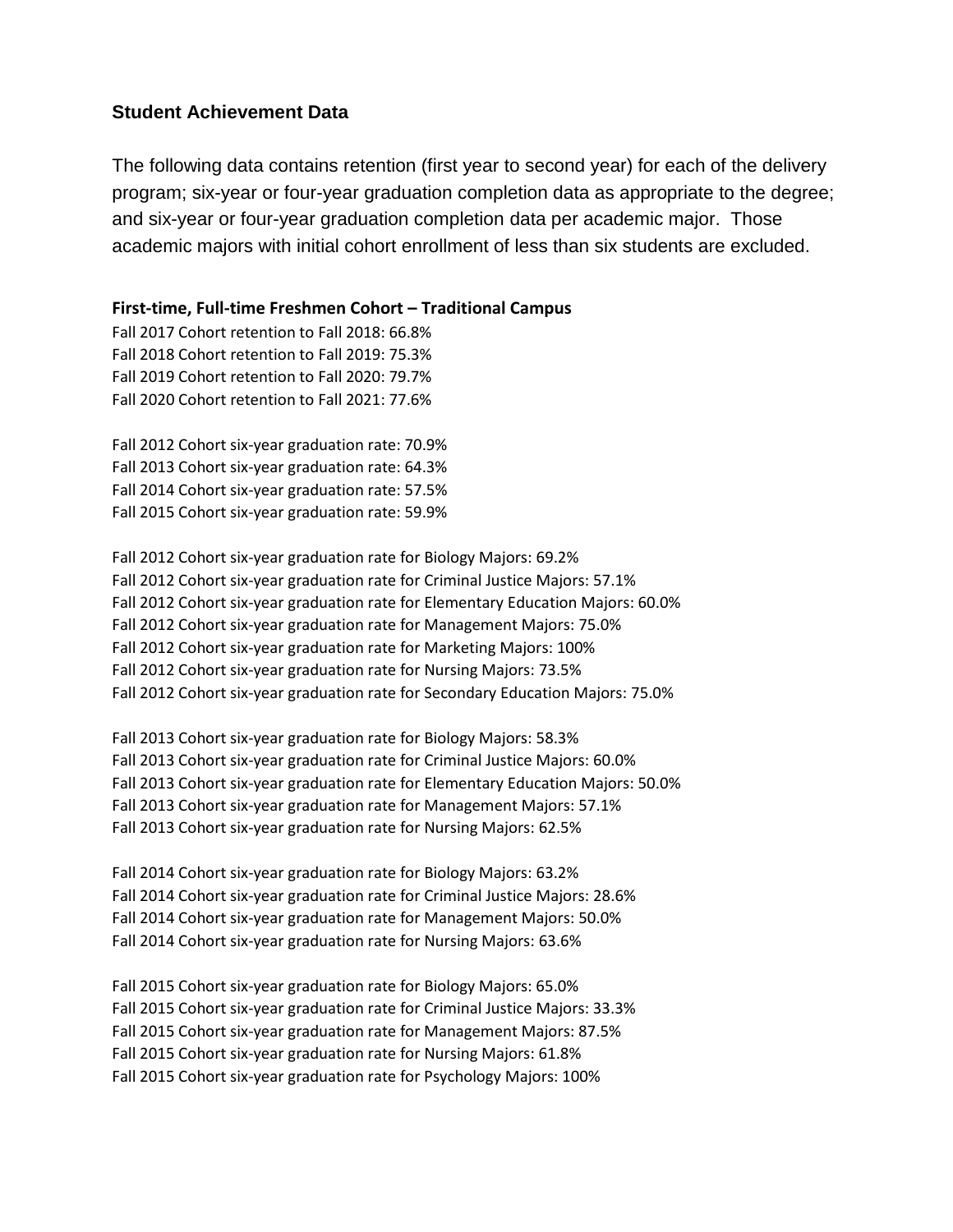## Student Achievement Data

The following data contains retention (first year to second year) for each of the delivery program; six-year or four-year graduation completion data as appropriate to the degree; and six-year or four-year graduation completion data per academic major. Those academic majors with initial cohort enrollment of less than six students are excluded.

### First-time, Full-time Freshmen Cohort – Traditional Campus

Fall 2017 Cohort retention to Fall 2018: 66.8%
Fall 2018 Cohort retention to Fall 2019: 75.3%
Fall 2019 Cohort retention to Fall 2020: 79.7%
Fall 2020 Cohort retention to Fall 2021: 77.6%

Fall 2012 Cohort six-year graduation rate: 70.9%
Fall 2013 Cohort six-year graduation rate: 64.3%
Fall 2014 Cohort six-year graduation rate: 57.5%
Fall 2015 Cohort six-year graduation rate: 59.9%

Fall 2012 Cohort six-year graduation rate for Biology Majors: 69.2%
Fall 2012 Cohort six-year graduation rate for Criminal Justice Majors: 57.1%
Fall 2012 Cohort six-year graduation rate for Elementary Education Majors: 60.0%
Fall 2012 Cohort six-year graduation rate for Management Majors: 75.0%
Fall 2012 Cohort six-year graduation rate for Marketing Majors: 100%
Fall 2012 Cohort six-year graduation rate for Nursing Majors: 73.5%
Fall 2012 Cohort six-year graduation rate for Secondary Education Majors: 75.0%

Fall 2013 Cohort six-year graduation rate for Biology Majors: 58.3%
Fall 2013 Cohort six-year graduation rate for Criminal Justice Majors: 60.0%
Fall 2013 Cohort six-year graduation rate for Elementary Education Majors: 50.0%
Fall 2013 Cohort six-year graduation rate for Management Majors: 57.1%
Fall 2013 Cohort six-year graduation rate for Nursing Majors: 62.5%

Fall 2014 Cohort six-year graduation rate for Biology Majors: 63.2%
Fall 2014 Cohort six-year graduation rate for Criminal Justice Majors: 28.6%
Fall 2014 Cohort six-year graduation rate for Management Majors: 50.0%
Fall 2014 Cohort six-year graduation rate for Nursing Majors: 63.6%

Fall 2015 Cohort six-year graduation rate for Biology Majors: 65.0%
Fall 2015 Cohort six-year graduation rate for Criminal Justice Majors: 33.3%
Fall 2015 Cohort six-year graduation rate for Management Majors: 87.5%
Fall 2015 Cohort six-year graduation rate for Nursing Majors: 61.8%
Fall 2015 Cohort six-year graduation rate for Psychology Majors: 100%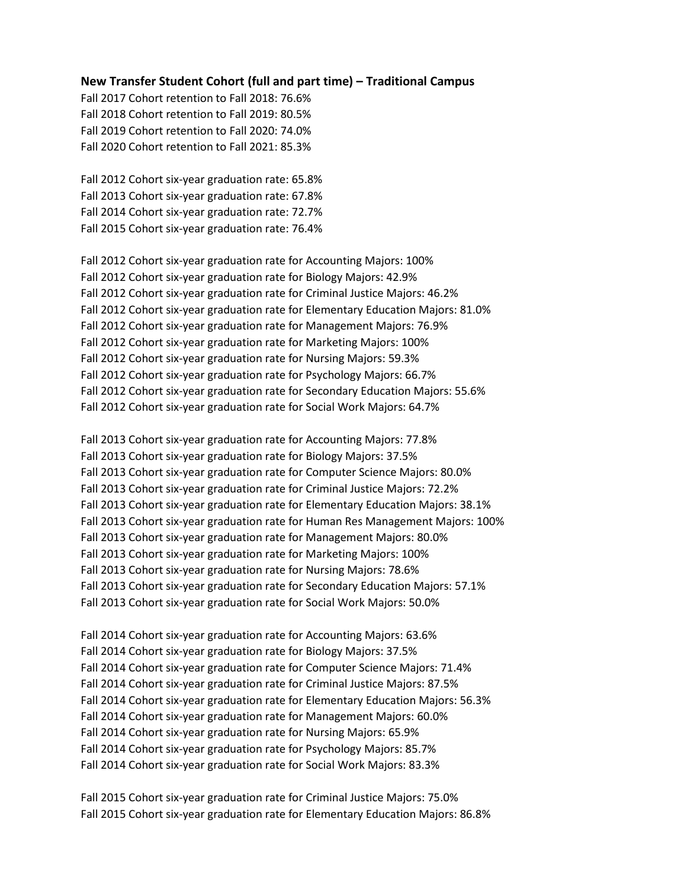**New Transfer Student Cohort (full and part time) – Traditional Campus**

Fall 2017 Cohort retention to Fall 2018: 76.6%
Fall 2018 Cohort retention to Fall 2019: 80.5%
Fall 2019 Cohort retention to Fall 2020: 74.0%
Fall 2020 Cohort retention to Fall 2021: 85.3%

Fall 2012 Cohort six-year graduation rate: 65.8%
Fall 2013 Cohort six-year graduation rate: 67.8%
Fall 2014 Cohort six-year graduation rate: 72.7%
Fall 2015 Cohort six-year graduation rate: 76.4%

Fall 2012 Cohort six-year graduation rate for Accounting Majors: 100%
Fall 2012 Cohort six-year graduation rate for Biology Majors: 42.9%
Fall 2012 Cohort six-year graduation rate for Criminal Justice Majors: 46.2%
Fall 2012 Cohort six-year graduation rate for Elementary Education Majors: 81.0%
Fall 2012 Cohort six-year graduation rate for Management Majors: 76.9%
Fall 2012 Cohort six-year graduation rate for Marketing Majors: 100%
Fall 2012 Cohort six-year graduation rate for Nursing Majors: 59.3%
Fall 2012 Cohort six-year graduation rate for Psychology Majors: 66.7%
Fall 2012 Cohort six-year graduation rate for Secondary Education Majors: 55.6%
Fall 2012 Cohort six-year graduation rate for Social Work Majors: 64.7%

Fall 2013 Cohort six-year graduation rate for Accounting Majors: 77.8%
Fall 2013 Cohort six-year graduation rate for Biology Majors: 37.5%
Fall 2013 Cohort six-year graduation rate for Computer Science Majors: 80.0%
Fall 2013 Cohort six-year graduation rate for Criminal Justice Majors: 72.2%
Fall 2013 Cohort six-year graduation rate for Elementary Education Majors: 38.1%
Fall 2013 Cohort six-year graduation rate for Human Res Management Majors: 100%
Fall 2013 Cohort six-year graduation rate for Management Majors: 80.0%
Fall 2013 Cohort six-year graduation rate for Marketing Majors: 100%
Fall 2013 Cohort six-year graduation rate for Nursing Majors: 78.6%
Fall 2013 Cohort six-year graduation rate for Secondary Education Majors: 57.1%
Fall 2013 Cohort six-year graduation rate for Social Work Majors: 50.0%

Fall 2014 Cohort six-year graduation rate for Accounting Majors: 63.6%
Fall 2014 Cohort six-year graduation rate for Biology Majors: 37.5%
Fall 2014 Cohort six-year graduation rate for Computer Science Majors: 71.4%
Fall 2014 Cohort six-year graduation rate for Criminal Justice Majors: 87.5%
Fall 2014 Cohort six-year graduation rate for Elementary Education Majors: 56.3%
Fall 2014 Cohort six-year graduation rate for Management Majors: 60.0%
Fall 2014 Cohort six-year graduation rate for Nursing Majors: 65.9%
Fall 2014 Cohort six-year graduation rate for Psychology Majors: 85.7%
Fall 2014 Cohort six-year graduation rate for Social Work Majors: 83.3%

Fall 2015 Cohort six-year graduation rate for Criminal Justice Majors: 75.0%
Fall 2015 Cohort six-year graduation rate for Elementary Education Majors: 86.8%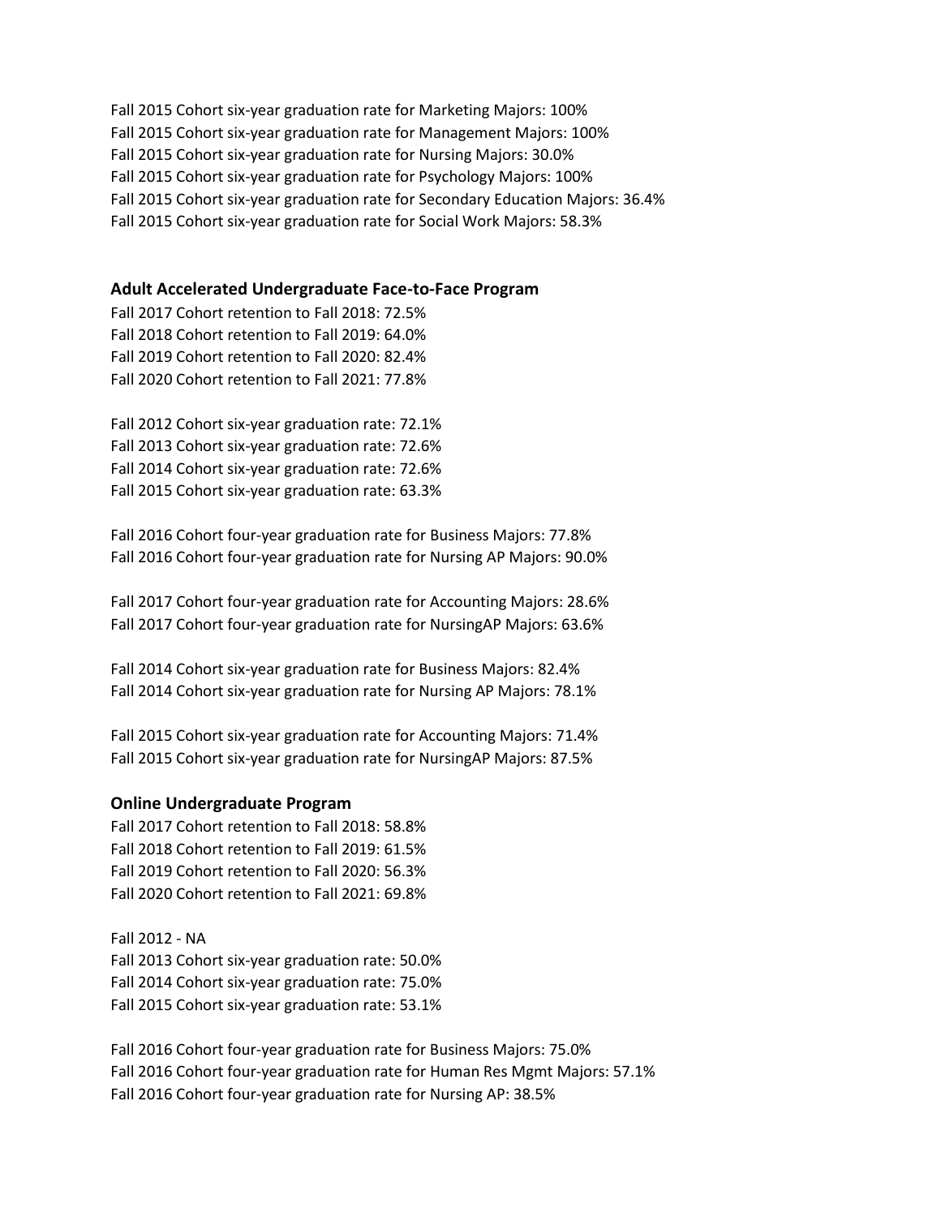Fall 2015 Cohort six-year graduation rate for Marketing Majors: 100%
Fall 2015 Cohort six-year graduation rate for Management Majors: 100%
Fall 2015 Cohort six-year graduation rate for Nursing Majors: 30.0%
Fall 2015 Cohort six-year graduation rate for Psychology Majors: 100%
Fall 2015 Cohort six-year graduation rate for Secondary Education Majors: 36.4%
Fall 2015 Cohort six-year graduation rate for Social Work Majors: 58.3%

**Adult Accelerated Undergraduate Face-to-Face Program**

Fall 2017 Cohort retention to Fall 2018: 72.5%
Fall 2018 Cohort retention to Fall 2019: 64.0%
Fall 2019 Cohort retention to Fall 2020: 82.4%
Fall 2020 Cohort retention to Fall 2021: 77.8%

Fall 2012 Cohort six-year graduation rate: 72.1%
Fall 2013 Cohort six-year graduation rate: 72.6%
Fall 2014 Cohort six-year graduation rate: 72.6%
Fall 2015 Cohort six-year graduation rate: 63.3%

Fall 2016 Cohort four-year graduation rate for Business Majors: 77.8%
Fall 2016 Cohort four-year graduation rate for Nursing AP Majors: 90.0%

Fall 2017 Cohort four-year graduation rate for Accounting Majors: 28.6%
Fall 2017 Cohort four-year graduation rate for NursingAP Majors: 63.6%

Fall 2014 Cohort six-year graduation rate for Business Majors: 82.4%
Fall 2014 Cohort six-year graduation rate for Nursing AP Majors: 78.1%

Fall 2015 Cohort six-year graduation rate for Accounting Majors: 71.4%
Fall 2015 Cohort six-year graduation rate for NursingAP Majors: 87.5%

**Online Undergraduate Program**

Fall 2017 Cohort retention to Fall 2018: 58.8%
Fall 2018 Cohort retention to Fall 2019: 61.5%
Fall 2019 Cohort retention to Fall 2020: 56.3%
Fall 2020 Cohort retention to Fall 2021: 69.8%

Fall 2012 - NA
Fall 2013 Cohort six-year graduation rate: 50.0%
Fall 2014 Cohort six-year graduation rate: 75.0%
Fall 2015 Cohort six-year graduation rate: 53.1%

Fall 2016 Cohort four-year graduation rate for Business Majors: 75.0%
Fall 2016 Cohort four-year graduation rate for Human Res Mgmt Majors: 57.1%
Fall 2016 Cohort four-year graduation rate for Nursing AP: 38.5%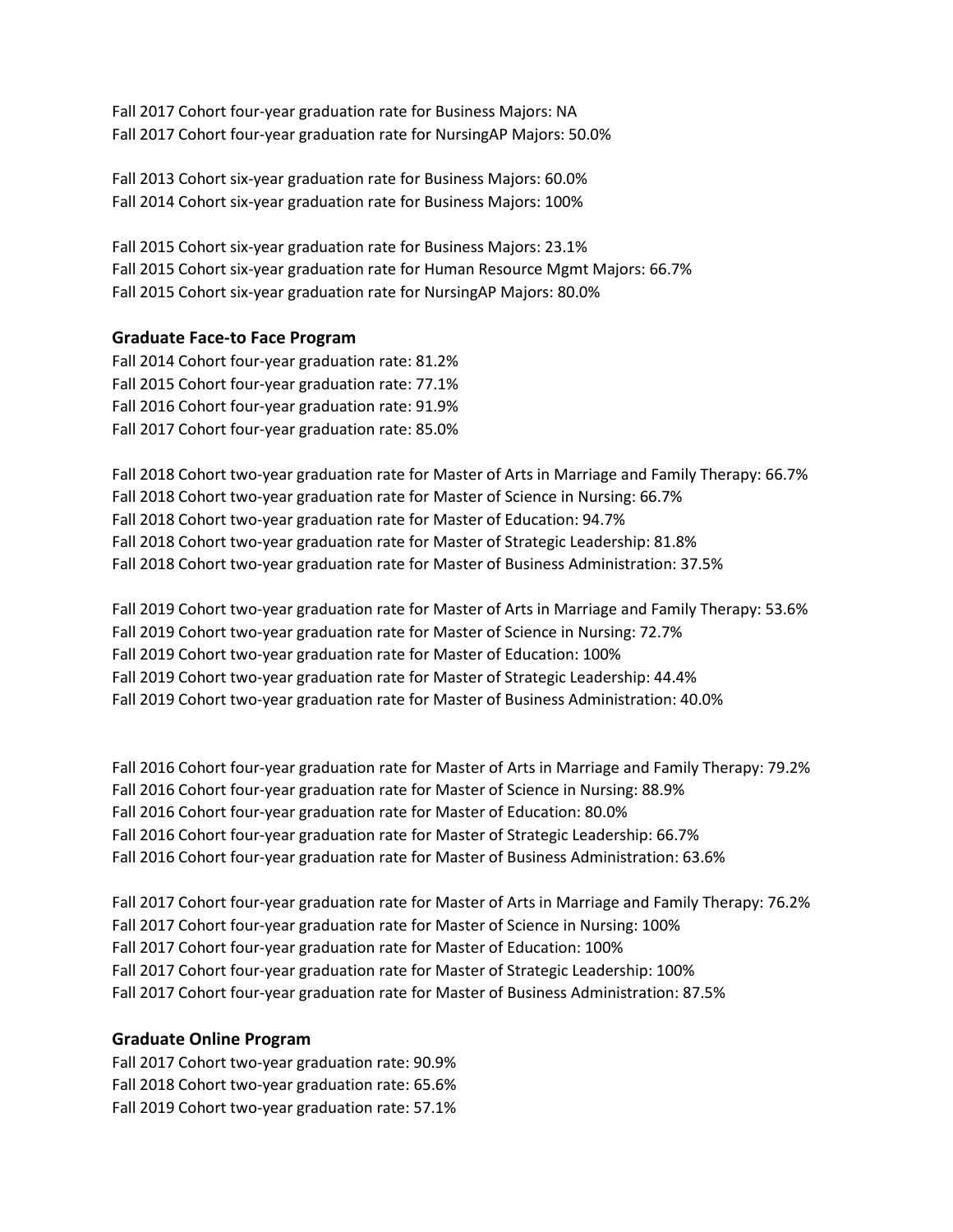Fall 2017 Cohort four-year graduation rate for Business Majors: NA
Fall 2017 Cohort four-year graduation rate for NursingAP Majors: 50.0%

Fall 2013 Cohort six-year graduation rate for Business Majors: 60.0%
Fall 2014 Cohort six-year graduation rate for Business Majors: 100%

Fall 2015 Cohort six-year graduation rate for Business Majors: 23.1%
Fall 2015 Cohort six-year graduation rate for Human Resource Mgmt Majors: 66.7%
Fall 2015 Cohort six-year graduation rate for NursingAP Majors: 80.0%

### Graduate Face-to Face Program

Fall 2014 Cohort four-year graduation rate: 81.2%
Fall 2015 Cohort four-year graduation rate: 77.1%
Fall 2016 Cohort four-year graduation rate: 91.9%
Fall 2017 Cohort four-year graduation rate: 85.0%

Fall 2018 Cohort two-year graduation rate for Master of Arts in Marriage and Family Therapy: 66.7%
Fall 2018 Cohort two-year graduation rate for Master of Science in Nursing: 66.7%
Fall 2018 Cohort two-year graduation rate for Master of Education: 94.7%
Fall 2018 Cohort two-year graduation rate for Master of Strategic Leadership: 81.8%
Fall 2018 Cohort two-year graduation rate for Master of Business Administration: 37.5%

Fall 2019 Cohort two-year graduation rate for Master of Arts in Marriage and Family Therapy: 53.6%
Fall 2019 Cohort two-year graduation rate for Master of Science in Nursing: 72.7%
Fall 2019 Cohort two-year graduation rate for Master of Education: 100%
Fall 2019 Cohort two-year graduation rate for Master of Strategic Leadership: 44.4%
Fall 2019 Cohort two-year graduation rate for Master of Business Administration: 40.0%

Fall 2016 Cohort four-year graduation rate for Master of Arts in Marriage and Family Therapy: 79.2%
Fall 2016 Cohort four-year graduation rate for Master of Science in Nursing: 88.9%
Fall 2016 Cohort four-year graduation rate for Master of Education: 80.0%
Fall 2016 Cohort four-year graduation rate for Master of Strategic Leadership: 66.7%
Fall 2016 Cohort four-year graduation rate for Master of Business Administration: 63.6%

Fall 2017 Cohort four-year graduation rate for Master of Arts in Marriage and Family Therapy: 76.2%
Fall 2017 Cohort four-year graduation rate for Master of Science in Nursing: 100%
Fall 2017 Cohort four-year graduation rate for Master of Education: 100%
Fall 2017 Cohort four-year graduation rate for Master of Strategic Leadership: 100%
Fall 2017 Cohort four-year graduation rate for Master of Business Administration: 87.5%

### Graduate Online Program

Fall 2017 Cohort two-year graduation rate: 90.9%
Fall 2018 Cohort two-year graduation rate: 65.6%
Fall 2019 Cohort two-year graduation rate: 57.1%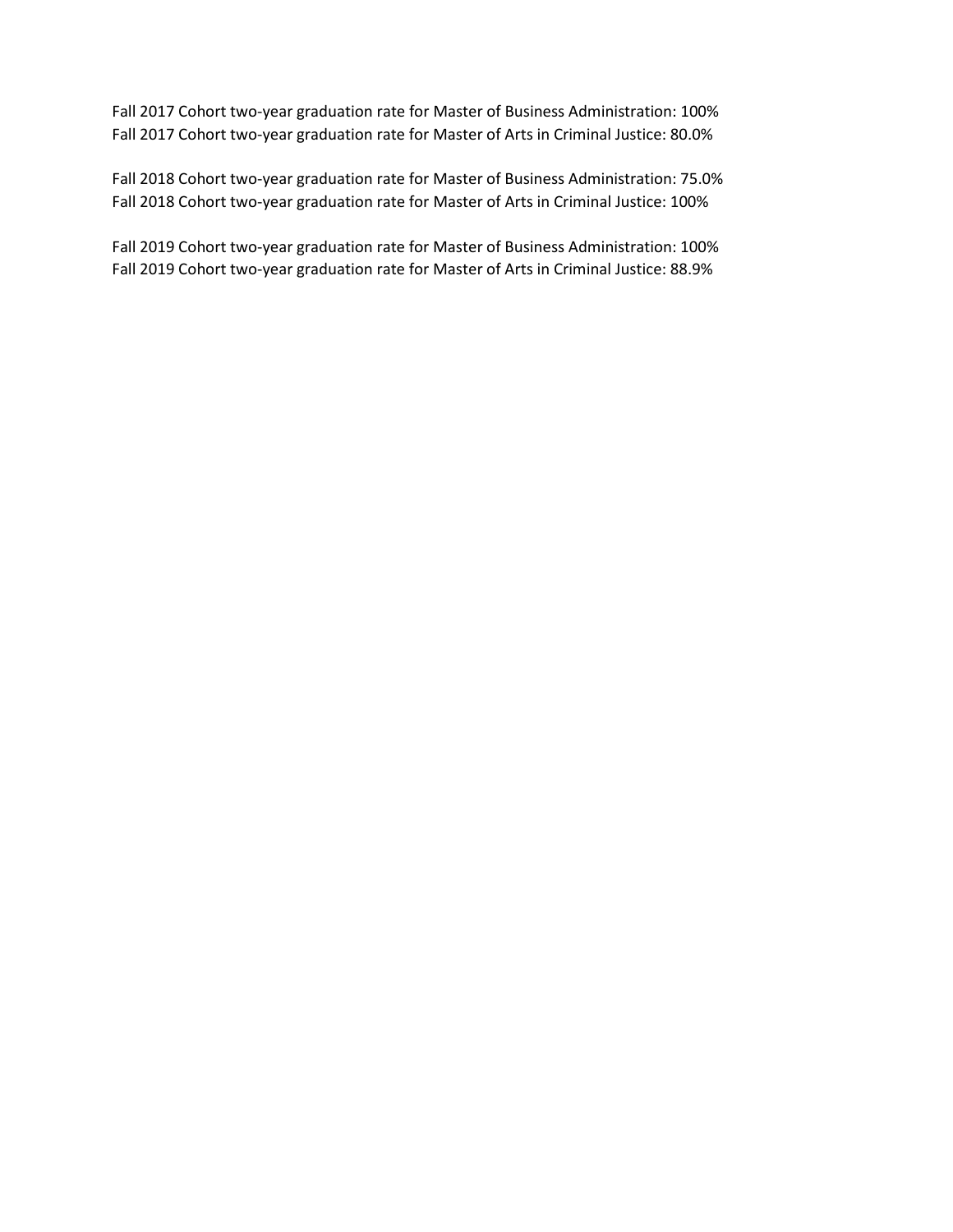Fall 2017 Cohort two-year graduation rate for Master of Business Administration: 100%
Fall 2017 Cohort two-year graduation rate for Master of Arts in Criminal Justice: 80.0%

Fall 2018 Cohort two-year graduation rate for Master of Business Administration: 75.0%
Fall 2018 Cohort two-year graduation rate for Master of Arts in Criminal Justice: 100%

Fall 2019 Cohort two-year graduation rate for Master of Business Administration: 100%
Fall 2019 Cohort two-year graduation rate for Master of Arts in Criminal Justice: 88.9%